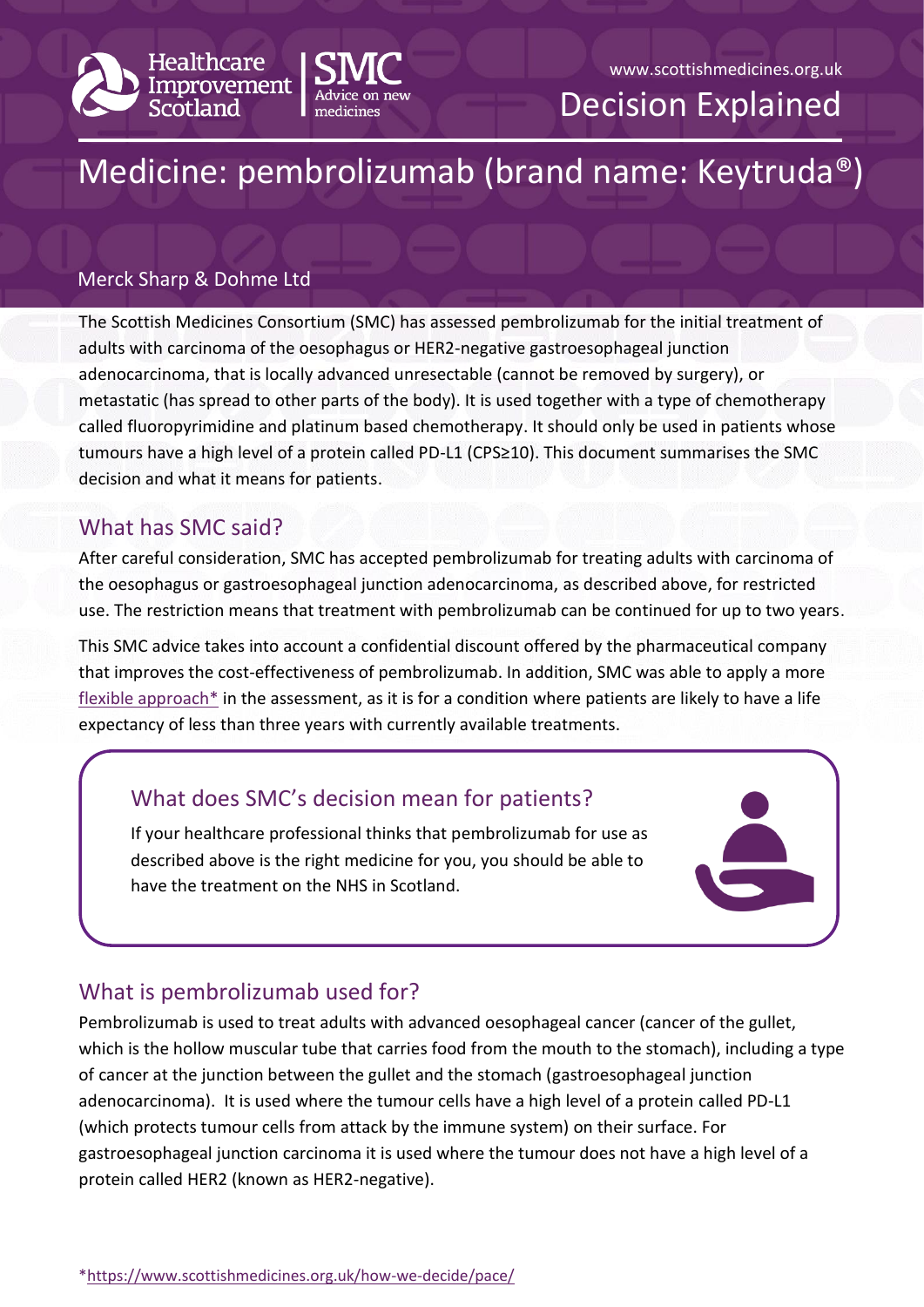Healthcare Improvement Scotland | SMC Advice on new medicines

www.scottishmedicines.org.uk

Decision Explained

# Medicine: pembrolizumab (brand name: Keytruda®)

Merck Sharp & Dohme Ltd

The Scottish Medicines Consortium (SMC) has assessed pembrolizumab for the initial treatment of adults with carcinoma of the oesophagus or HER2-negative gastroesophageal junction adenocarcinoma, that is locally advanced unresectable (cannot be removed by surgery), or metastatic (has spread to other parts of the body). It is used together with a type of chemotherapy called fluoropyrimidine and platinum based chemotherapy. It should only be used in patients whose tumours have a high level of a protein called PD-L1 (CPS≥10). This document summarises the SMC decision and what it means for patients.

## What has SMC said?

After careful consideration, SMC has accepted pembrolizumab for treating adults with carcinoma of the oesophagus or gastroesophageal junction adenocarcinoma, as described above, for restricted use. The restriction means that treatment with pembrolizumab can be continued for up to two years.

This SMC advice takes into account a confidential discount offered by the pharmaceutical company that improves the cost-effectiveness of pembrolizumab. In addition, SMC was able to apply a more flexible approach* in the assessment, as it is for a condition where patients are likely to have a life expectancy of less than three years with currently available treatments.

## What does SMC's decision mean for patients?

If your healthcare professional thinks that pembrolizumab for use as described above is the right medicine for you, you should be able to have the treatment on the NHS in Scotland.

## What is pembrolizumab used for?

Pembrolizumab is used to treat adults with advanced oesophageal cancer (cancer of the gullet, which is the hollow muscular tube that carries food from the mouth to the stomach), including a type of cancer at the junction between the gullet and the stomach (gastroesophageal junction adenocarcinoma). It is used where the tumour cells have a high level of a protein called PD-L1 (which protects tumour cells from attack by the immune system) on their surface. For gastroesophageal junction carcinoma it is used where the tumour does not have a high level of a protein called HER2 (known as HER2-negative).

*https://www.scottishmedicines.org.uk/how-we-decide/pace/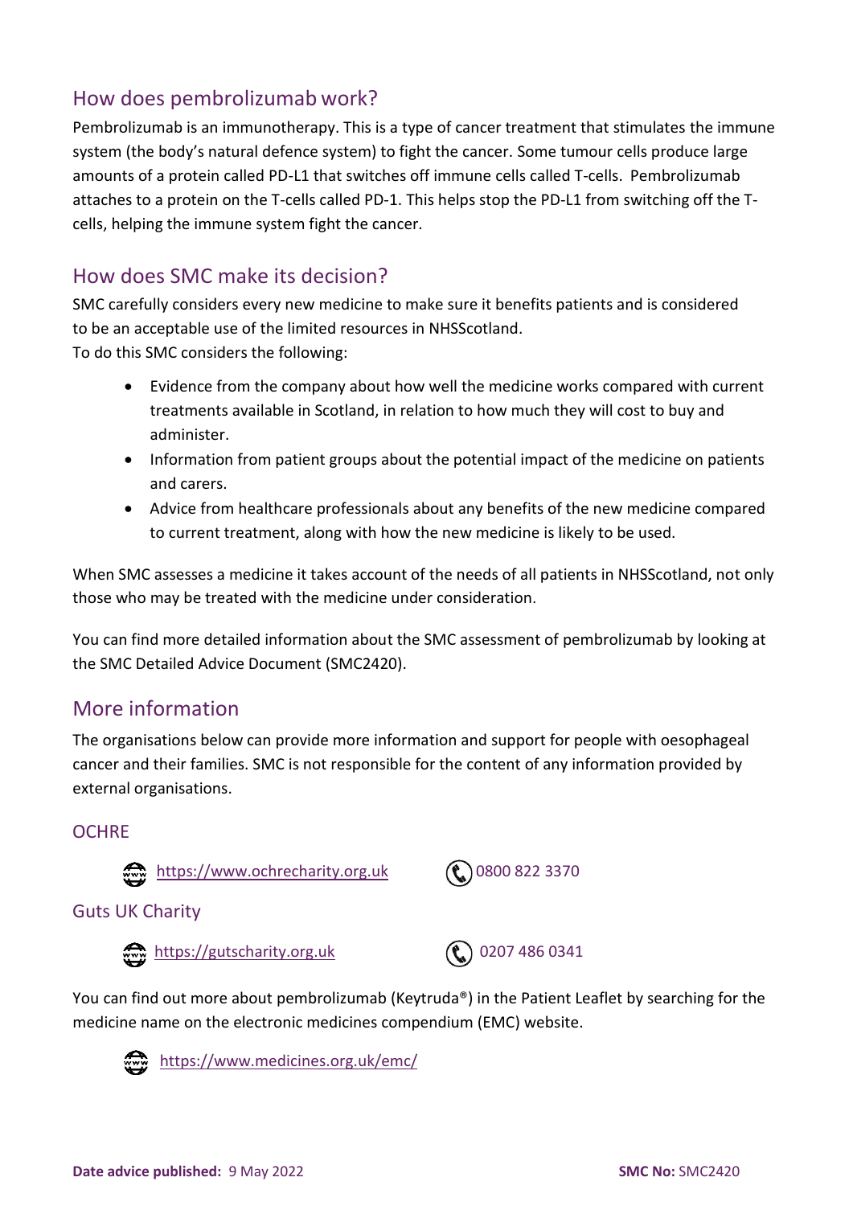## How does pembrolizumab work?

Pembrolizumab is an immunotherapy. This is a type of cancer treatment that stimulates the immune system (the body's natural defence system) to fight the cancer. Some tumour cells produce large amounts of a protein called PD-L1 that switches off immune cells called T-cells. Pembrolizumab attaches to a protein on the T-cells called PD-1. This helps stop the PD-L1 from switching off the T-cells, helping the immune system fight the cancer.

## How does SMC make its decision?

SMC carefully considers every new medicine to make sure it benefits patients and is considered to be an acceptable use of the limited resources in NHSScotland.
To do this SMC considers the following:

- Evidence from the company about how well the medicine works compared with current treatments available in Scotland, in relation to how much they will cost to buy and administer.
- Information from patient groups about the potential impact of the medicine on patients and carers.
- Advice from healthcare professionals about any benefits of the new medicine compared to current treatment, along with how the new medicine is likely to be used.

When SMC assesses a medicine it takes account of the needs of all patients in NHSScotland, not only those who may be treated with the medicine under consideration.

You can find more detailed information about the SMC assessment of pembrolizumab by looking at the SMC Detailed Advice Document (SMC2420).

## More information

The organisations below can provide more information and support for people with oesophageal cancer and their families. SMC is not responsible for the content of any information provided by external organisations.

### OCHRE

https://www.ochrecharity.org.uk 0800 822 3370

### Guts UK Charity

https://gutscharity.org.uk 0207 486 0341

You can find out more about pembrolizumab (Keytruda®) in the Patient Leaflet by searching for the medicine name on the electronic medicines compendium (EMC) website.

https://www.medicines.org.uk/emc/

**Date advice published:** 9 May 2022

**SMC No:** SMC2420